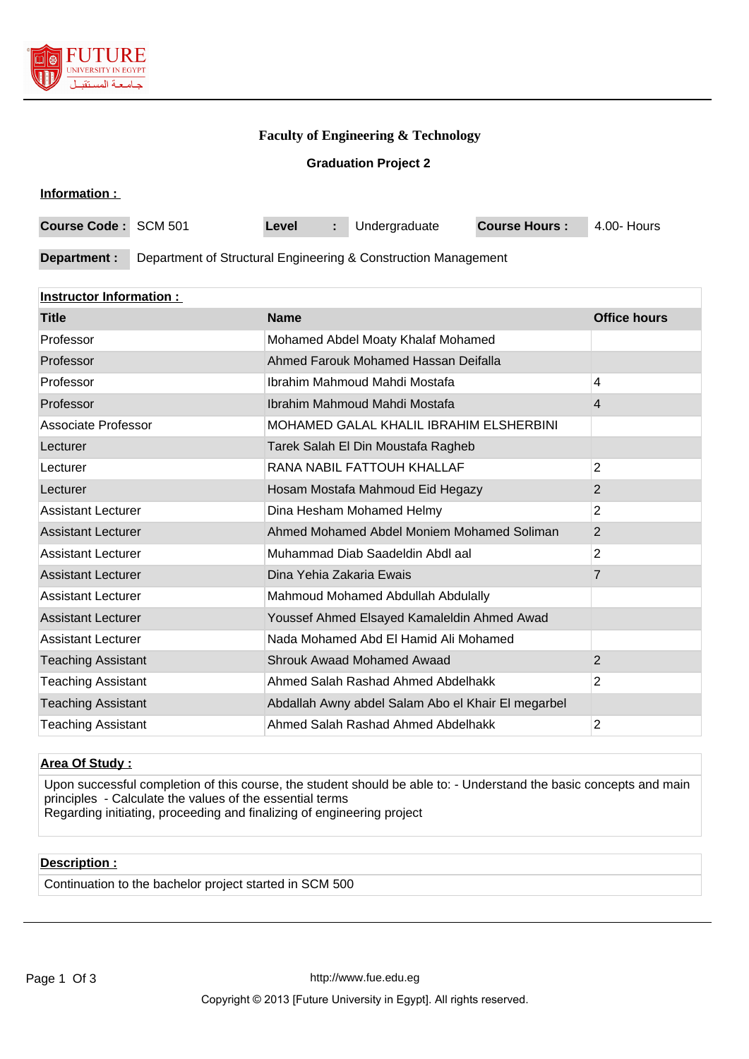# Faculty of Engineering & Technology

## Graduation Project 2

**Information :**

| | | | | | |
|---|---|---|---|---|---|
| **Course Code :** | SCM 501 | **Level** **:** | Undergraduate | **Course Hours :** | 4.00- Hours |

**Department :** Department of Structural Engineering & Construction Management

**Instructor Information :**

| Title | Name | Office hours |
|---|---|---|
| Professor | Mohamed Abdel Moaty Khalaf Mohamed | |
| Professor | Ahmed Farouk Mohamed Hassan Deifalla | |
| Professor | Ibrahim Mahmoud Mahdi Mostafa | 4 |
| Professor | Ibrahim Mahmoud Mahdi Mostafa | 4 |
| Associate Professor | MOHAMED GALAL KHALIL IBRAHIM ELSHERBINI | |
| Lecturer | Tarek Salah El Din Moustafa Ragheb | |
| Lecturer | RANA NABIL FATTOUH KHALLAF | 2 |
| Lecturer | Hosam Mostafa Mahmoud Eid Hegazy | 2 |
| Assistant Lecturer | Dina Hesham Mohamed Helmy | 2 |
| Assistant Lecturer | Ahmed Mohamed Abdel Moniem Mohamed Soliman | 2 |
| Assistant Lecturer | Muhammad Diab Saadeldin Abdl aal | 2 |
| Assistant Lecturer | Dina Yehia Zakaria Ewais | 7 |
| Assistant Lecturer | Mahmoud Mohamed Abdullah Abdulally | |
| Assistant Lecturer | Youssef Ahmed Elsayed Kamaleldin Ahmed Awad | |
| Assistant Lecturer | Nada Mohamed Abd El Hamid Ali Mohamed | |
| Teaching Assistant | Shrouk Awaad Mohamed Awaad | 2 |
| Teaching Assistant | Ahmed Salah Rashad Ahmed Abdelhakk | 2 |
| Teaching Assistant | Abdallah Awny abdel Salam Abo el Khair El megarbel | |
| Teaching Assistant | Ahmed Salah Rashad Ahmed Abdelhakk | 2 |

**Area Of Study :**

Upon successful completion of this course, the student should be able to: - Understand the basic concepts and main principles - Calculate the values of the essential terms
Regarding initiating, proceeding and finalizing of engineering project

**Description :**

Continuation to the bachelor project started in SCM 500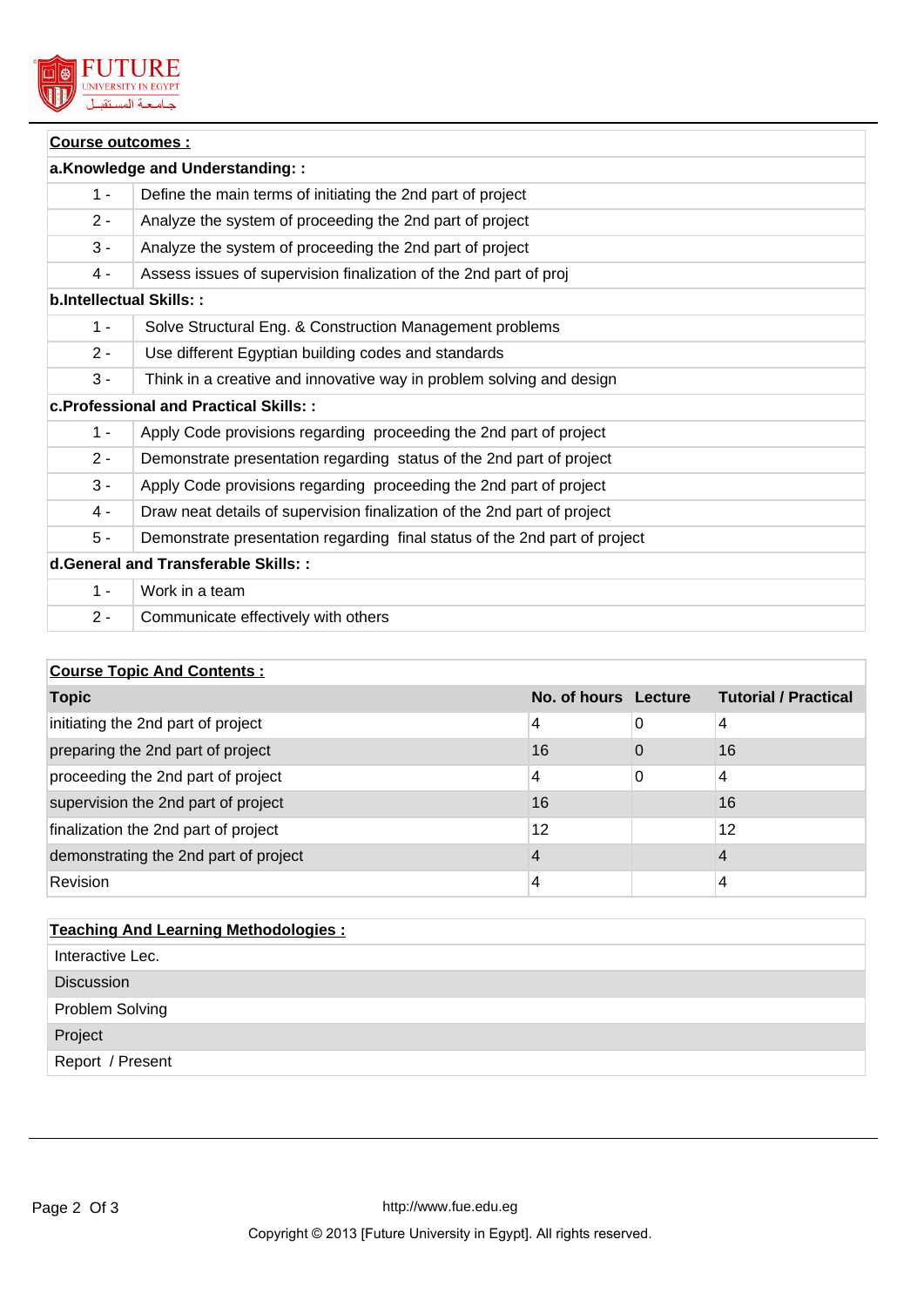**Course outcomes :**

**a.Knowledge and Understanding: :**

| | |
|---|---|
| 1 - | Define the main terms of initiating the 2nd part of project |
| 2 - | Analyze the system of proceeding the 2nd part of project |
| 3 - | Analyze the system of proceeding the 2nd part of project |
| 4 - | Assess issues of supervision finalization of the 2nd part of proj |

**b.Intellectual Skills: :**

| | |
|---|---|
| 1 - | Solve Structural Eng. & Construction Management problems |
| 2 - | Use different Egyptian building codes and standards |
| 3 - | Think in a creative and innovative way in problem solving and design |

**c.Professional and Practical Skills: :**

| | |
|---|---|
| 1 - | Apply Code provisions regarding proceeding the 2nd part of project |
| 2 - | Demonstrate presentation regarding status of the 2nd part of project |
| 3 - | Apply Code provisions regarding proceeding the 2nd part of project |
| 4 - | Draw neat details of supervision finalization of the 2nd part of project |
| 5 - | Demonstrate presentation regarding final status of the 2nd part of project |

**d.General and Transferable Skills: :**

| | |
|---|---|
| 1 - | Work in a team |
| 2 - | Communicate effectively with others |

**Course Topic And Contents :**

| Topic | No. of hours | Lecture | Tutorial / Practical |
|---|---|---|---|
| initiating the 2nd part of project | 4 | 0 | 4 |
| preparing the 2nd part of project | 16 | 0 | 16 |
| proceeding the 2nd part of project | 4 | 0 | 4 |
| supervision the 2nd part of project | 16 | | 16 |
| finalization the 2nd part of project | 12 | | 12 |
| demonstrating the 2nd part of project | 4 | | 4 |
| Revision | 4 | | 4 |

**Teaching And Learning Methodologies :**

- Interactive Lec.
- Discussion
- Problem Solving
- Project
- Report / Present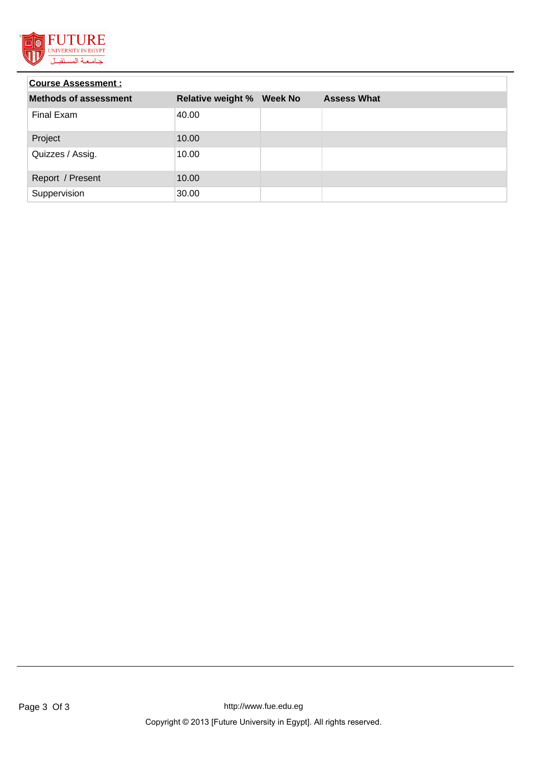**Course Assessment :**

| Methods of assessment | Relative weight % | Week No | Assess What |
|---|---|---|---|
| Final Exam | 40.00 | | |
| Project | 10.00 | | |
| Quizzes / Assig. | 10.00 | | |
| Report / Present | 10.00 | | |
| Suppervision | 30.00 | | |